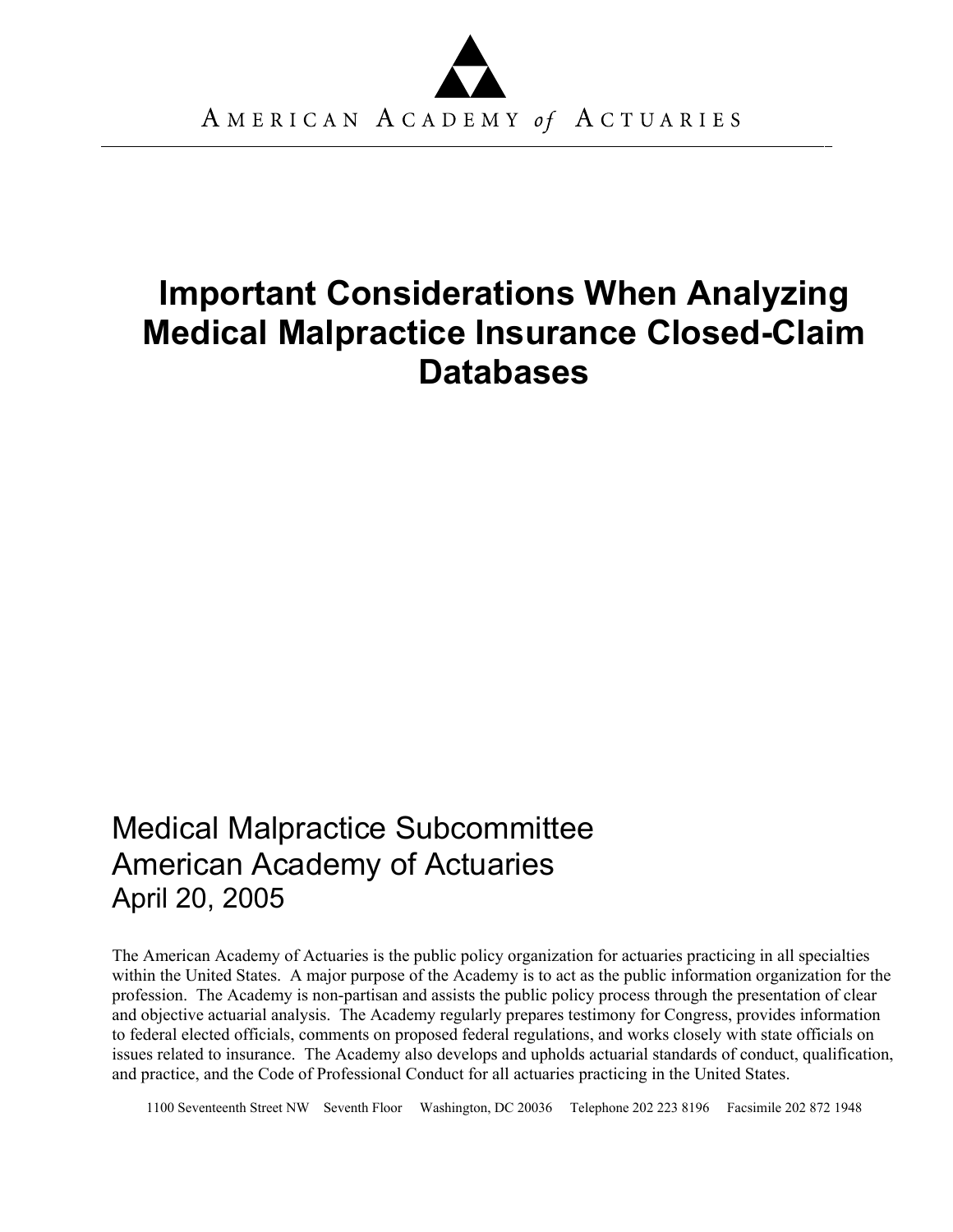AMERICAN ACADEMY *of* ACTUARIES

# Important Considerations When Analyzing Medical Malpractice Insurance Closed-Claim Databases

Medical Malpractice Subcommittee
American Academy of Actuaries
April 20, 2005

The American Academy of Actuaries is the public policy organization for actuaries practicing in all specialties within the United States. A major purpose of the Academy is to act as the public information organization for the profession. The Academy is non-partisan and assists the public policy process through the presentation of clear and objective actuarial analysis. The Academy regularly prepares testimony for Congress, provides information to federal elected officials, comments on proposed federal regulations, and works closely with state officials on issues related to insurance. The Academy also develops and upholds actuarial standards of conduct, qualification, and practice, and the Code of Professional Conduct for all actuaries practicing in the United States.

1100 Seventeenth Street NW Seventh Floor Washington, DC 20036 Telephone 202 223 8196 Facsimile 202 872 1948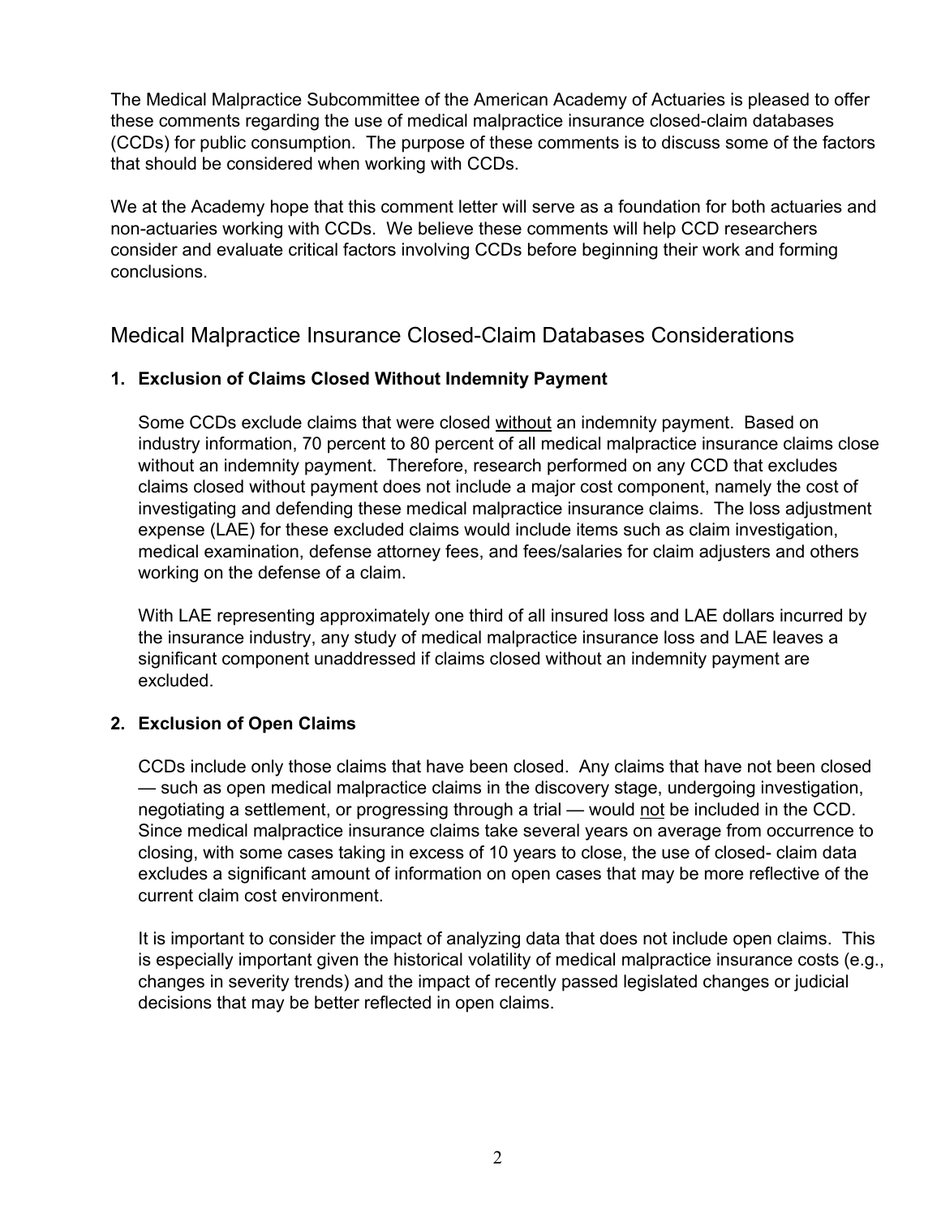The Medical Malpractice Subcommittee of the American Academy of Actuaries is pleased to offer these comments regarding the use of medical malpractice insurance closed-claim databases (CCDs) for public consumption. The purpose of these comments is to discuss some of the factors that should be considered when working with CCDs.

We at the Academy hope that this comment letter will serve as a foundation for both actuaries and non-actuaries working with CCDs. We believe these comments will help CCD researchers consider and evaluate critical factors involving CCDs before beginning their work and forming conclusions.

## Medical Malpractice Insurance Closed-Claim Databases Considerations

### 1. Exclusion of Claims Closed Without Indemnity Payment

Some CCDs exclude claims that were closed <u>without</u> an indemnity payment. Based on industry information, 70 percent to 80 percent of all medical malpractice insurance claims close without an indemnity payment. Therefore, research performed on any CCD that excludes claims closed without payment does not include a major cost component, namely the cost of investigating and defending these medical malpractice insurance claims. The loss adjustment expense (LAE) for these excluded claims would include items such as claim investigation, medical examination, defense attorney fees, and fees/salaries for claim adjusters and others working on the defense of a claim.

With LAE representing approximately one third of all insured loss and LAE dollars incurred by the insurance industry, any study of medical malpractice insurance loss and LAE leaves a significant component unaddressed if claims closed without an indemnity payment are excluded.

### 2. Exclusion of Open Claims

CCDs include only those claims that have been closed. Any claims that have not been closed — such as open medical malpractice claims in the discovery stage, undergoing investigation, negotiating a settlement, or progressing through a trial — would <u>not</u> be included in the CCD. Since medical malpractice insurance claims take several years on average from occurrence to closing, with some cases taking in excess of 10 years to close, the use of closed- claim data excludes a significant amount of information on open cases that may be more reflective of the current claim cost environment.

It is important to consider the impact of analyzing data that does not include open claims. This is especially important given the historical volatility of medical malpractice insurance costs (e.g., changes in severity trends) and the impact of recently passed legislated changes or judicial decisions that may be better reflected in open claims.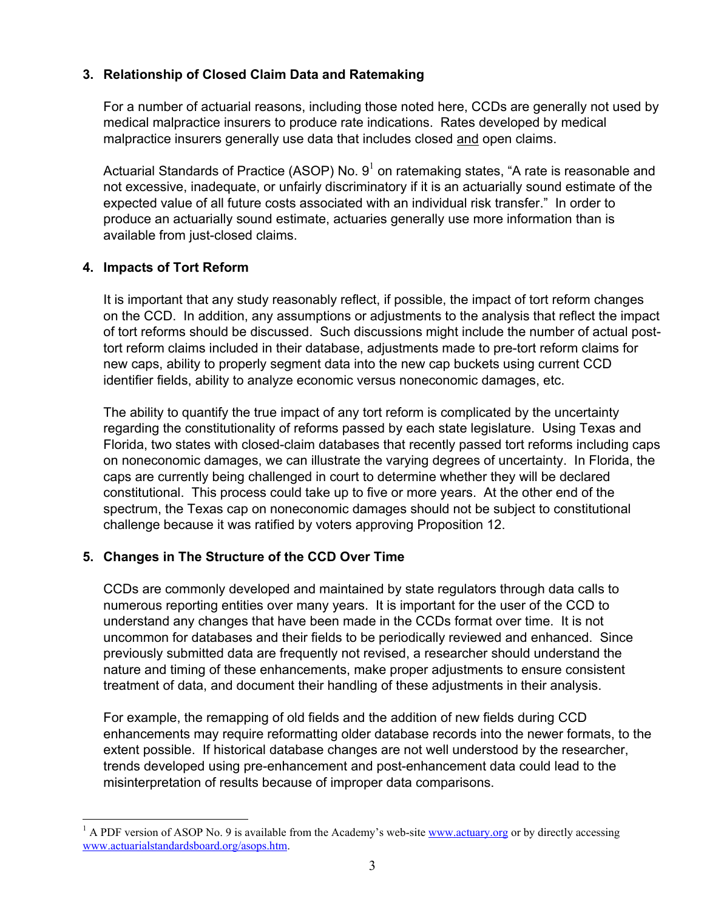### 3. Relationship of Closed Claim Data and Ratemaking

For a number of actuarial reasons, including those noted here, CCDs are generally not used by medical malpractice insurers to produce rate indications. Rates developed by medical malpractice insurers generally use data that includes closed <u>and</u> open claims.

Actuarial Standards of Practice (ASOP) No. 9[1] on ratemaking states, "A rate is reasonable and not excessive, inadequate, or unfairly discriminatory if it is an actuarially sound estimate of the expected value of all future costs associated with an individual risk transfer." In order to produce an actuarially sound estimate, actuaries generally use more information than is available from just-closed claims.

### 4. Impacts of Tort Reform

It is important that any study reasonably reflect, if possible, the impact of tort reform changes on the CCD. In addition, any assumptions or adjustments to the analysis that reflect the impact of tort reforms should be discussed. Such discussions might include the number of actual post-tort reform claims included in their database, adjustments made to pre-tort reform claims for new caps, ability to properly segment data into the new cap buckets using current CCD identifier fields, ability to analyze economic versus noneconomic damages, etc.

The ability to quantify the true impact of any tort reform is complicated by the uncertainty regarding the constitutionality of reforms passed by each state legislature. Using Texas and Florida, two states with closed-claim databases that recently passed tort reforms including caps on noneconomic damages, we can illustrate the varying degrees of uncertainty. In Florida, the caps are currently being challenged in court to determine whether they will be declared constitutional. This process could take up to five or more years. At the other end of the spectrum, the Texas cap on noneconomic damages should not be subject to constitutional challenge because it was ratified by voters approving Proposition 12.

### 5. Changes in The Structure of the CCD Over Time

CCDs are commonly developed and maintained by state regulators through data calls to numerous reporting entities over many years. It is important for the user of the CCD to understand any changes that have been made in the CCDs format over time. It is not uncommon for databases and their fields to be periodically reviewed and enhanced. Since previously submitted data are frequently not revised, a researcher should understand the nature and timing of these enhancements, make proper adjustments to ensure consistent treatment of data, and document their handling of these adjustments in their analysis.

For example, the remapping of old fields and the addition of new fields during CCD enhancements may require reformatting older database records into the newer formats, to the extent possible. If historical database changes are not well understood by the researcher, trends developed using pre-enhancement and post-enhancement data could lead to the misinterpretation of results because of improper data comparisons.

---

[1] A PDF version of ASOP No. 9 is available from the Academy's web-site www.actuary.org or by directly accessing www.actuarialstandardsboard.org/asops.htm.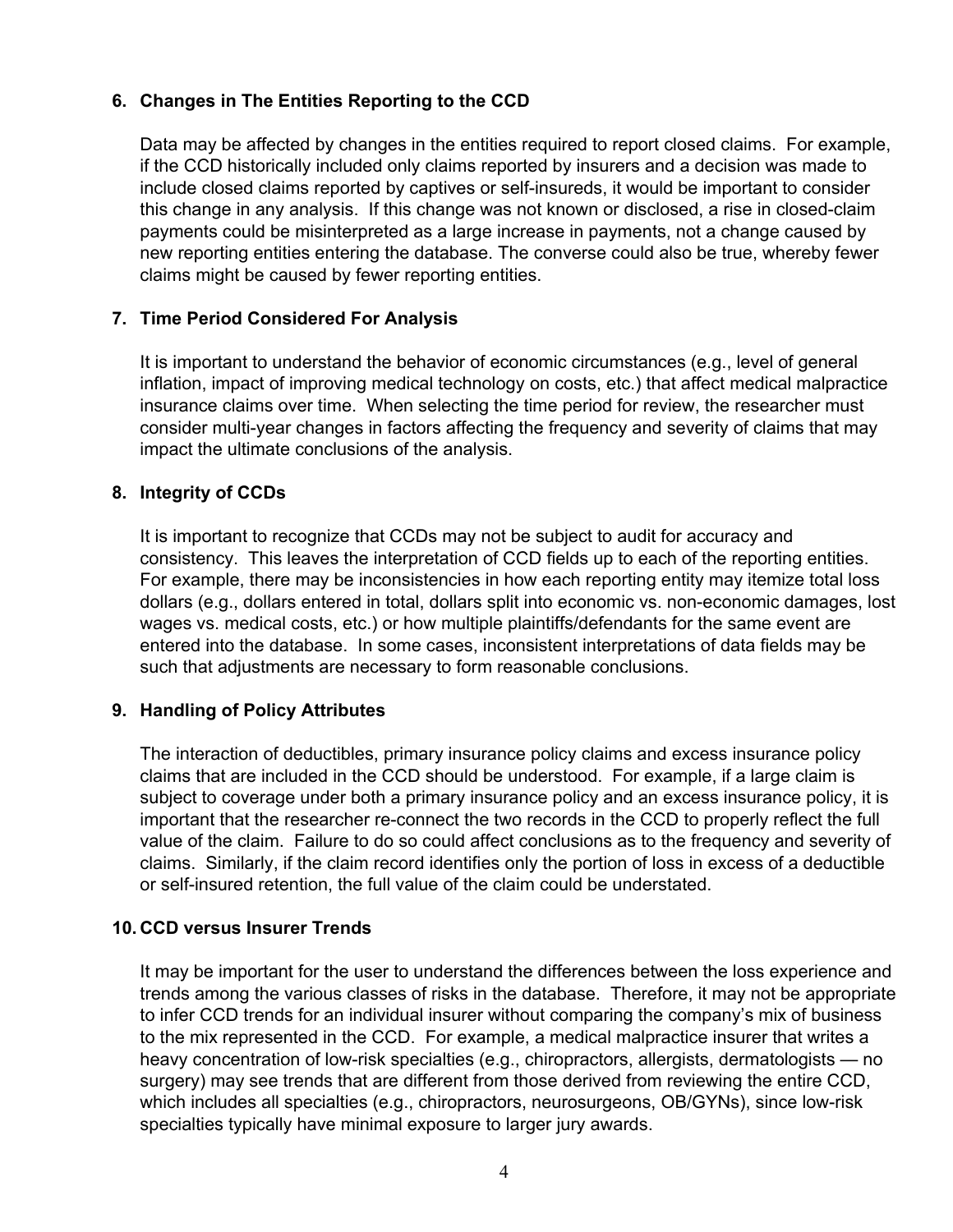### 6. Changes in The Entities Reporting to the CCD

Data may be affected by changes in the entities required to report closed claims. For example, if the CCD historically included only claims reported by insurers and a decision was made to include closed claims reported by captives or self-insureds, it would be important to consider this change in any analysis. If this change was not known or disclosed, a rise in closed-claim payments could be misinterpreted as a large increase in payments, not a change caused by new reporting entities entering the database. The converse could also be true, whereby fewer claims might be caused by fewer reporting entities.

### 7. Time Period Considered For Analysis

It is important to understand the behavior of economic circumstances (e.g., level of general inflation, impact of improving medical technology on costs, etc.) that affect medical malpractice insurance claims over time. When selecting the time period for review, the researcher must consider multi-year changes in factors affecting the frequency and severity of claims that may impact the ultimate conclusions of the analysis.

### 8. Integrity of CCDs

It is important to recognize that CCDs may not be subject to audit for accuracy and consistency. This leaves the interpretation of CCD fields up to each of the reporting entities. For example, there may be inconsistencies in how each reporting entity may itemize total loss dollars (e.g., dollars entered in total, dollars split into economic vs. non-economic damages, lost wages vs. medical costs, etc.) or how multiple plaintiffs/defendants for the same event are entered into the database. In some cases, inconsistent interpretations of data fields may be such that adjustments are necessary to form reasonable conclusions.

### 9. Handling of Policy Attributes

The interaction of deductibles, primary insurance policy claims and excess insurance policy claims that are included in the CCD should be understood. For example, if a large claim is subject to coverage under both a primary insurance policy and an excess insurance policy, it is important that the researcher re-connect the two records in the CCD to properly reflect the full value of the claim. Failure to do so could affect conclusions as to the frequency and severity of claims. Similarly, if the claim record identifies only the portion of loss in excess of a deductible or self-insured retention, the full value of the claim could be understated.

### 10. CCD versus Insurer Trends

It may be important for the user to understand the differences between the loss experience and trends among the various classes of risks in the database. Therefore, it may not be appropriate to infer CCD trends for an individual insurer without comparing the company's mix of business to the mix represented in the CCD. For example, a medical malpractice insurer that writes a heavy concentration of low-risk specialties (e.g., chiropractors, allergists, dermatologists — no surgery) may see trends that are different from those derived from reviewing the entire CCD, which includes all specialties (e.g., chiropractors, neurosurgeons, OB/GYNs), since low-risk specialties typically have minimal exposure to larger jury awards.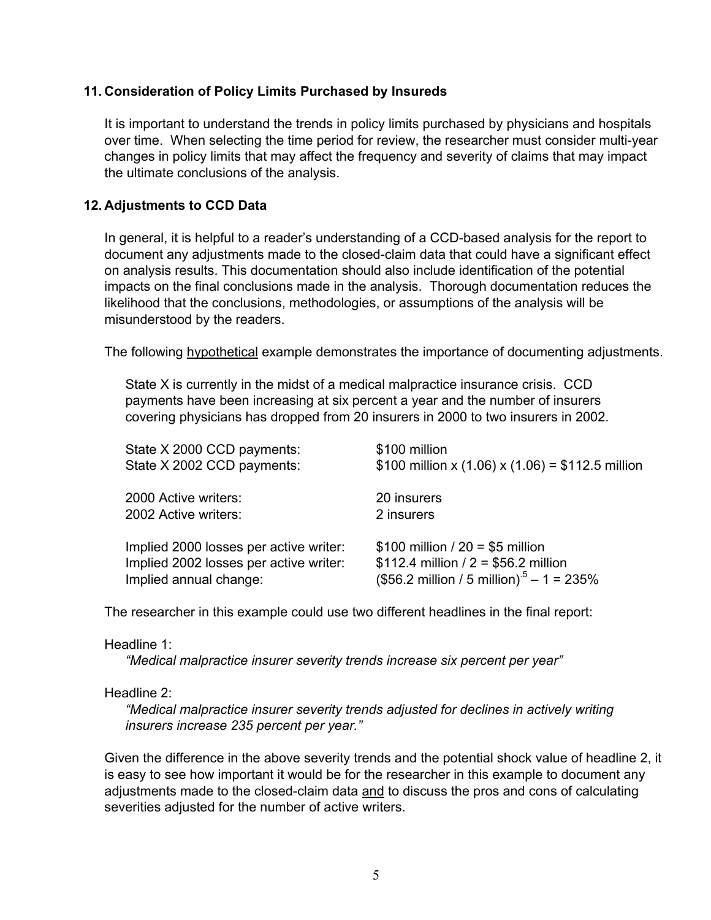## 11. Consideration of Policy Limits Purchased by Insureds

It is important to understand the trends in policy limits purchased by physicians and hospitals over time. When selecting the time period for review, the researcher must consider multi-year changes in policy limits that may affect the frequency and severity of claims that may impact the ultimate conclusions of the analysis.

## 12. Adjustments to CCD Data

In general, it is helpful to a reader's understanding of a CCD-based analysis for the report to document any adjustments made to the closed-claim data that could have a significant effect on analysis results. This documentation should also include identification of the potential impacts on the final conclusions made in the analysis. Thorough documentation reduces the likelihood that the conclusions, methodologies, or assumptions of the analysis will be misunderstood by the readers.

The following hypothetical example demonstrates the importance of documenting adjustments.

State X is currently in the midst of a medical malpractice insurance crisis. CCD payments have been increasing at six percent a year and the number of insurers covering physicians has dropped from 20 insurers in 2000 to two insurers in 2002.

| | |
|---|---|
| State X 2000 CCD payments: | \$100 million |
| State X 2002 CCD payments: | \$100 million x (1.06) x (1.06) = \$112.5 million |
| | |
| 2000 Active writers: | 20 insurers |
| 2002 Active writers: | 2 insurers |
| | |
| Implied 2000 losses per active writer: | \$100 million / 20 = \$5 million |
| Implied 2002 losses per active writer: | \$112.4 million / 2 = \$56.2 million |
| Implied annual change: | (\$56.2 million / 5 million)$^{.5}$ – 1 = 235% |

The researcher in this example could use two different headlines in the final report:

Headline 1:

*"Medical malpractice insurer severity trends increase six percent per year"*

Headline 2:

*"Medical malpractice insurer severity trends adjusted for declines in actively writing insurers increase 235 percent per year."*

Given the difference in the above severity trends and the potential shock value of headline 2, it is easy to see how important it would be for the researcher in this example to document any adjustments made to the closed-claim data and to discuss the pros and cons of calculating severities adjusted for the number of active writers.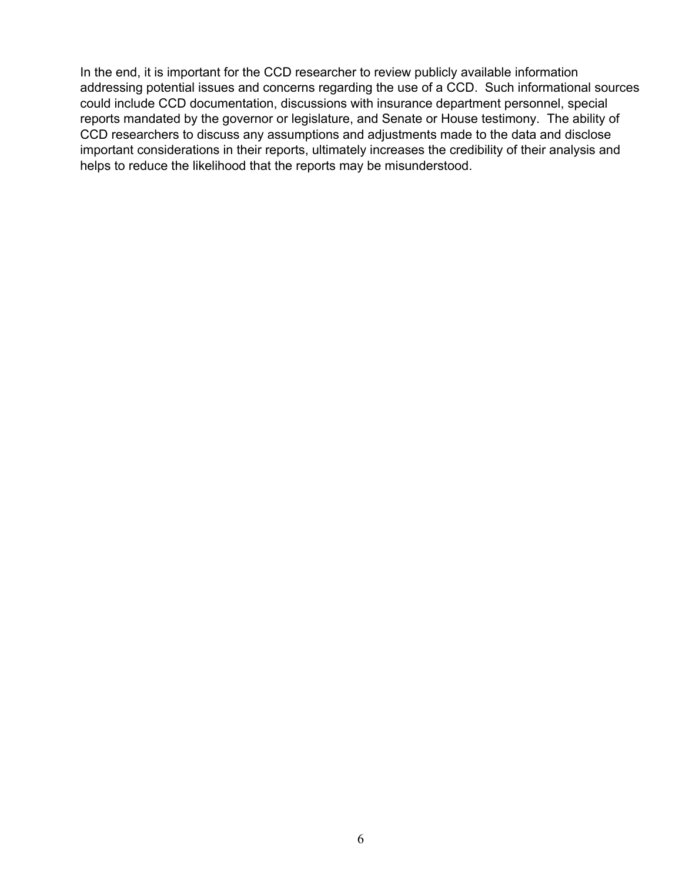In the end, it is important for the CCD researcher to review publicly available information addressing potential issues and concerns regarding the use of a CCD. Such informational sources could include CCD documentation, discussions with insurance department personnel, special reports mandated by the governor or legislature, and Senate or House testimony. The ability of CCD researchers to discuss any assumptions and adjustments made to the data and disclose important considerations in their reports, ultimately increases the credibility of their analysis and helps to reduce the likelihood that the reports may be misunderstood.